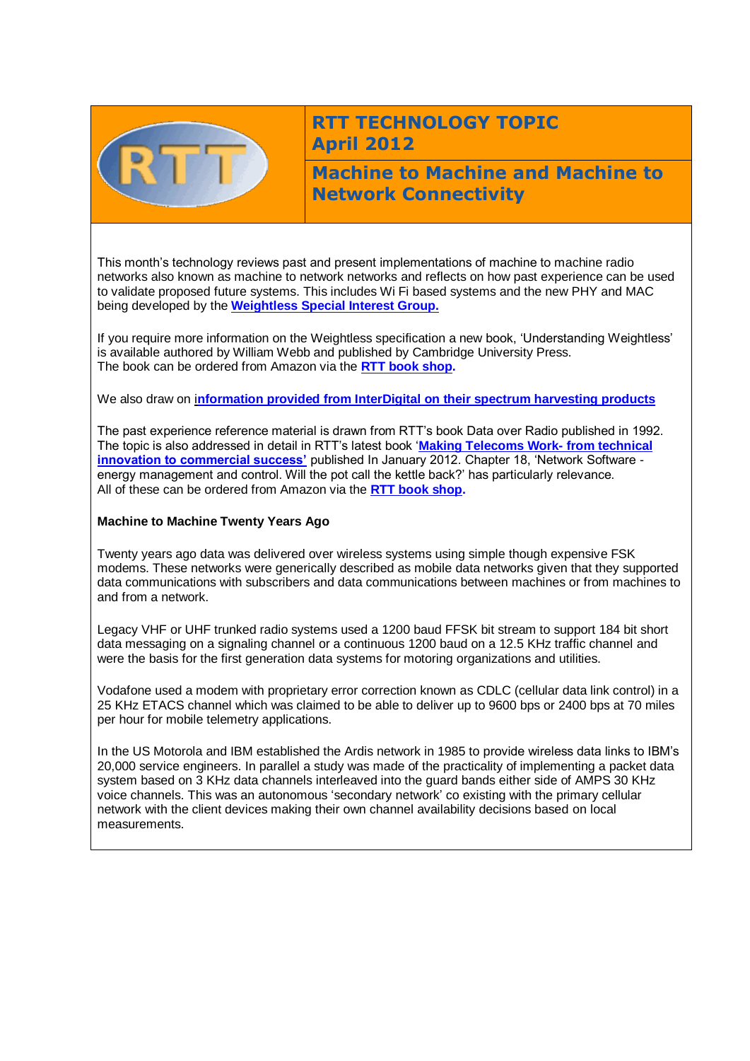# RTT TECHNOLOGY TOPIC
## April 2012

## Machine to Machine and Machine to Network Connectivity

This month's technology reviews past and present implementations of machine to machine radio networks also known as machine to network networks and reflects on how past experience can be used to validate proposed future systems. This includes Wi Fi based systems and the new PHY and MAC being developed by the **Weightless Special Interest Group.**

If you require more information on the Weightless specification a new book, 'Understanding Weightless' is available authored by William Webb and published by Cambridge University Press.
The book can be ordered from Amazon via the **RTT book shop.**

We also draw on **information provided from InterDigital on their spectrum harvesting products**

The past experience reference material is drawn from RTT's book Data over Radio published in 1992. The topic is also addressed in detail in RTT's latest book '**Making Telecoms Work- from technical innovation to commercial success'** published In January 2012. Chapter 18, 'Network Software - energy management and control. Will the pot call the kettle back?' has particularly relevance.
All of these can be ordered from Amazon via the **RTT book shop.**

**Machine to Machine Twenty Years Ago**

Twenty years ago data was delivered over wireless systems using simple though expensive FSK modems. These networks were generically described as mobile data networks given that they supported data communications with subscribers and data communications between machines or from machines to and from a network.

Legacy VHF or UHF trunked radio systems used a 1200 baud FFSK bit stream to support 184 bit short data messaging on a signaling channel or a continuous 1200 baud on a 12.5 KHz traffic channel and were the basis for the first generation data systems for motoring organizations and utilities.

Vodafone used a modem with proprietary error correction known as CDLC (cellular data link control) in a 25 KHz ETACS channel which was claimed to be able to deliver up to 9600 bps or 2400 bps at 70 miles per hour for mobile telemetry applications.

In the US Motorola and IBM established the Ardis network in 1985 to provide wireless data links to IBM's 20,000 service engineers. In parallel a study was made of the practicality of implementing a packet data system based on 3 KHz data channels interleaved into the guard bands either side of AMPS 30 KHz voice channels. This was an autonomous 'secondary network' co existing with the primary cellular network with the client devices making their own channel availability decisions based on local measurements.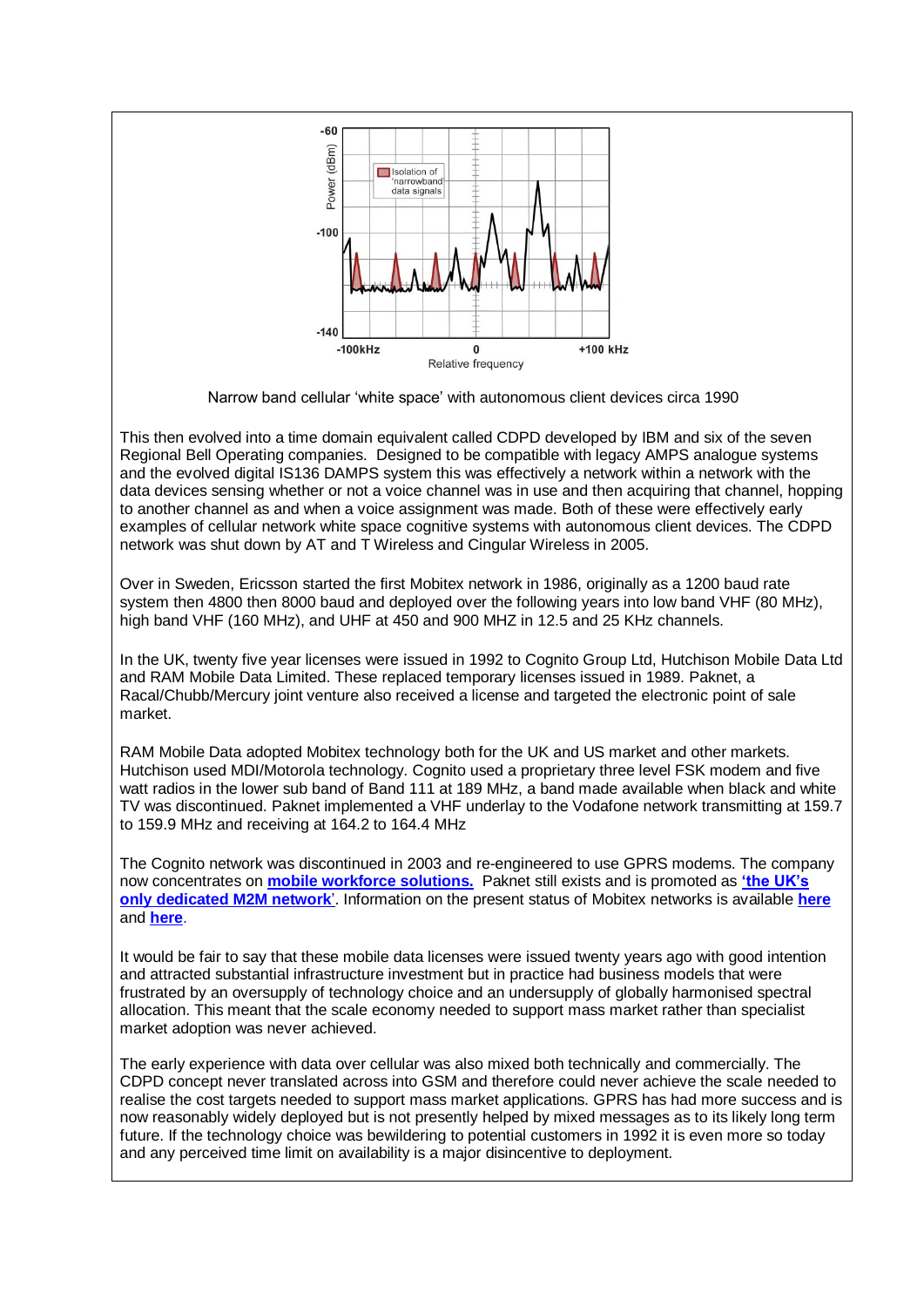Narrow band cellular 'white space' with autonomous client devices circa 1990

This then evolved into a time domain equivalent called CDPD developed by IBM and six of the seven Regional Bell Operating companies. Designed to be compatible with legacy AMPS analogue systems and the evolved digital IS136 DAMPS system this was effectively a network within a network with the data devices sensing whether or not a voice channel was in use and then acquiring that channel, hopping to another channel as and when a voice assignment was made. Both of these were effectively early examples of cellular network white space cognitive systems with autonomous client devices. The CDPD network was shut down by AT and T Wireless and Cingular Wireless in 2005.

Over in Sweden, Ericsson started the first Mobitex network in 1986, originally as a 1200 baud rate system then 4800 then 8000 baud and deployed over the following years into low band VHF (80 MHz), high band VHF (160 MHz), and UHF at 450 and 900 MHZ in 12.5 and 25 KHz channels.

In the UK, twenty five year licenses were issued in 1992 to Cognito Group Ltd, Hutchison Mobile Data Ltd and RAM Mobile Data Limited. These replaced temporary licenses issued in 1989. Paknet, a Racal/Chubb/Mercury joint venture also received a license and targeted the electronic point of sale market.

RAM Mobile Data adopted Mobitex technology both for the UK and US market and other markets. Hutchison used MDI/Motorola technology. Cognito used a proprietary three level FSK modem and five watt radios in the lower sub band of Band 111 at 189 MHz, a band made available when black and white TV was discontinued. Paknet implemented a VHF underlay to the Vodafone network transmitting at 159.7 to 159.9 MHz and receiving at 164.2 to 164.4 MHz

The Cognito network was discontinued in 2003 and re-engineered to use GPRS modems. The company now concentrates on **mobile workforce solutions.** Paknet still exists and is promoted as **'the UK's only dedicated M2M network'**. Information on the present status of Mobitex networks is available **here** and **here**.

It would be fair to say that these mobile data licenses were issued twenty years ago with good intention and attracted substantial infrastructure investment but in practice had business models that were frustrated by an oversupply of technology choice and an undersupply of globally harmonised spectral allocation. This meant that the scale economy needed to support mass market rather than specialist market adoption was never achieved.

The early experience with data over cellular was also mixed both technically and commercially. The CDPD concept never translated across into GSM and therefore could never achieve the scale needed to realise the cost targets needed to support mass market applications. GPRS has had more success and is now reasonably widely deployed but is not presently helped by mixed messages as to its likely long term future. If the technology choice was bewildering to potential customers in 1992 it is even more so today and any perceived time limit on availability is a major disincentive to deployment.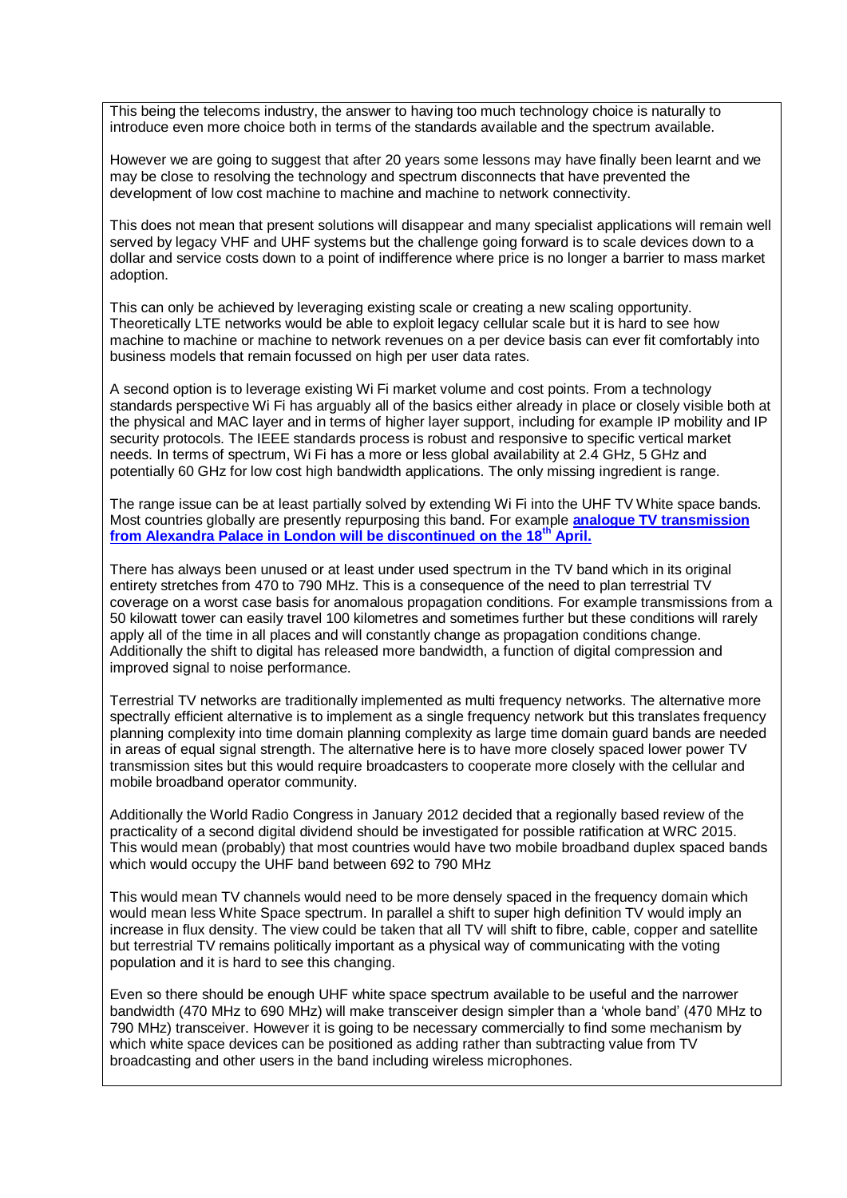This being the telecoms industry, the answer to having too much technology choice is naturally to introduce even more choice both in terms of the standards available and the spectrum available.

However we are going to suggest that after 20 years some lessons may have finally been learnt and we may be close to resolving the technology and spectrum disconnects that have prevented the development of low cost machine to machine and machine to network connectivity.

This does not mean that present solutions will disappear and many specialist applications will remain well served by legacy VHF and UHF systems but the challenge going forward is to scale devices down to a dollar and service costs down to a point of indifference where price is no longer a barrier to mass market adoption.

This can only be achieved by leveraging existing scale or creating a new scaling opportunity. Theoretically LTE networks would be able to exploit legacy cellular scale but it is hard to see how machine to machine or machine to network revenues on a per device basis can ever fit comfortably into business models that remain focussed on high per user data rates.

A second option is to leverage existing Wi Fi market volume and cost points. From a technology standards perspective Wi Fi has arguably all of the basics either already in place or closely visible both at the physical and MAC layer and in terms of higher layer support, including for example IP mobility and IP security protocols. The IEEE standards process is robust and responsive to specific vertical market needs. In terms of spectrum, Wi Fi has a more or less global availability at 2.4 GHz, 5 GHz and potentially 60 GHz for low cost high bandwidth applications. The only missing ingredient is range.

The range issue can be at least partially solved by extending Wi Fi into the UHF TV White space bands. Most countries globally are presently repurposing this band. For example **analogue TV transmission from Alexandra Palace in London will be discontinued on the 18th April.**

There has always been unused or at least under used spectrum in the TV band which in its original entirety stretches from 470 to 790 MHz. This is a consequence of the need to plan terrestrial TV coverage on a worst case basis for anomalous propagation conditions. For example transmissions from a 50 kilowatt tower can easily travel 100 kilometres and sometimes further but these conditions will rarely apply all of the time in all places and will constantly change as propagation conditions change. Additionally the shift to digital has released more bandwidth, a function of digital compression and improved signal to noise performance.

Terrestrial TV networks are traditionally implemented as multi frequency networks. The alternative more spectrally efficient alternative is to implement as a single frequency network but this translates frequency planning complexity into time domain planning complexity as large time domain guard bands are needed in areas of equal signal strength. The alternative here is to have more closely spaced lower power TV transmission sites but this would require broadcasters to cooperate more closely with the cellular and mobile broadband operator community.

Additionally the World Radio Congress in January 2012 decided that a regionally based review of the practicality of a second digital dividend should be investigated for possible ratification at WRC 2015. This would mean (probably) that most countries would have two mobile broadband duplex spaced bands which would occupy the UHF band between 692 to 790 MHz

This would mean TV channels would need to be more densely spaced in the frequency domain which would mean less White Space spectrum. In parallel a shift to super high definition TV would imply an increase in flux density. The view could be taken that all TV will shift to fibre, cable, copper and satellite but terrestrial TV remains politically important as a physical way of communicating with the voting population and it is hard to see this changing.

Even so there should be enough UHF white space spectrum available to be useful and the narrower bandwidth (470 MHz to 690 MHz) will make transceiver design simpler than a 'whole band' (470 MHz to 790 MHz) transceiver. However it is going to be necessary commercially to find some mechanism by which white space devices can be positioned as adding rather than subtracting value from TV broadcasting and other users in the band including wireless microphones.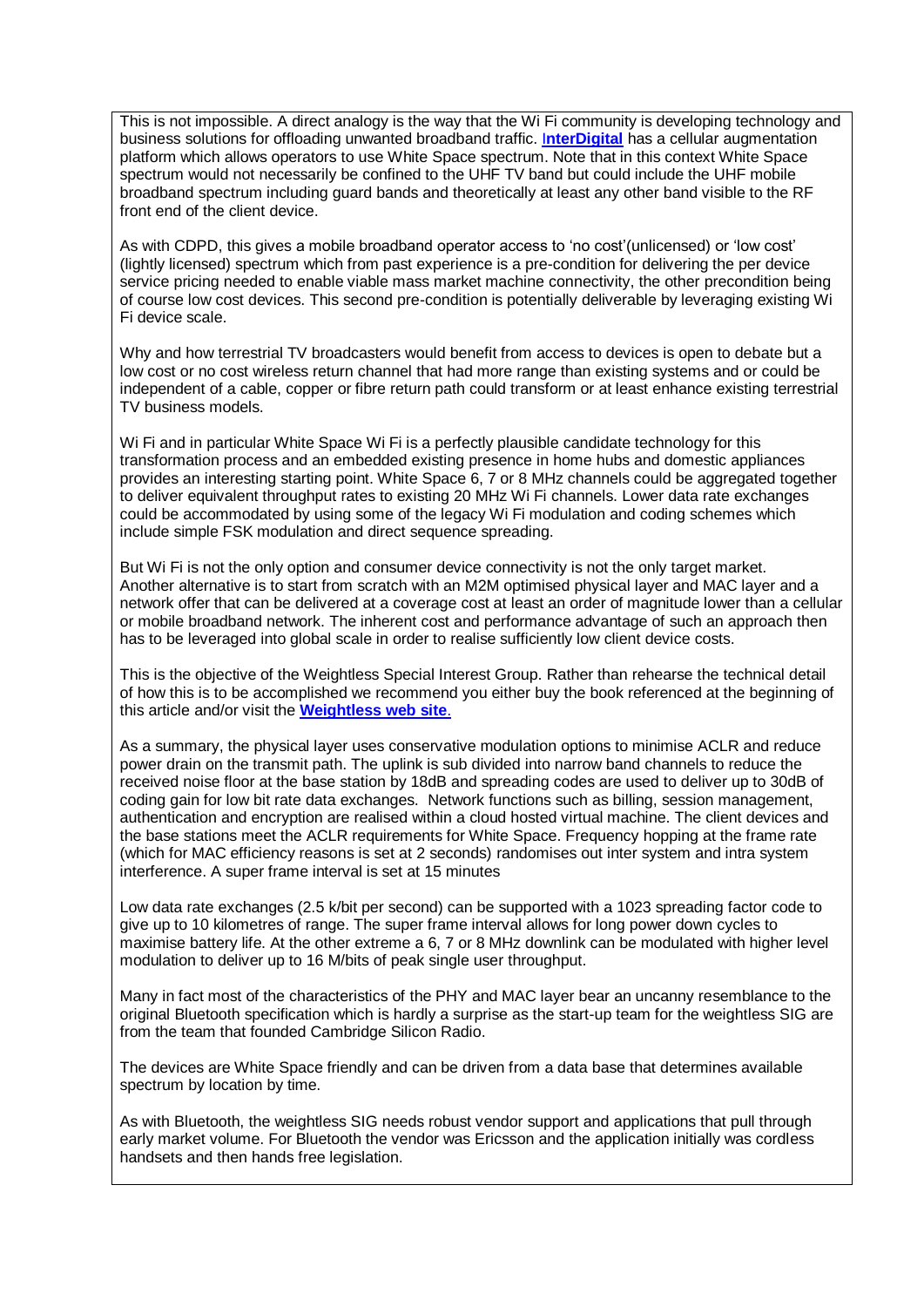This is not impossible. A direct analogy is the way that the Wi Fi community is developing technology and business solutions for offloading unwanted broadband traffic. **InterDigital** has a cellular augmentation platform which allows operators to use White Space spectrum. Note that in this context White Space spectrum would not necessarily be confined to the UHF TV band but could include the UHF mobile broadband spectrum including guard bands and theoretically at least any other band visible to the RF front end of the client device.

As with CDPD, this gives a mobile broadband operator access to 'no cost'(unlicensed) or 'low cost' (lightly licensed) spectrum which from past experience is a pre-condition for delivering the per device service pricing needed to enable viable mass market machine connectivity, the other precondition being of course low cost devices. This second pre-condition is potentially deliverable by leveraging existing Wi Fi device scale.

Why and how terrestrial TV broadcasters would benefit from access to devices is open to debate but a low cost or no cost wireless return channel that had more range than existing systems and or could be independent of a cable, copper or fibre return path could transform or at least enhance existing terrestrial TV business models.

Wi Fi and in particular White Space Wi Fi is a perfectly plausible candidate technology for this transformation process and an embedded existing presence in home hubs and domestic appliances provides an interesting starting point. White Space 6, 7 or 8 MHz channels could be aggregated together to deliver equivalent throughput rates to existing 20 MHz Wi Fi channels. Lower data rate exchanges could be accommodated by using some of the legacy Wi Fi modulation and coding schemes which include simple FSK modulation and direct sequence spreading.

But Wi Fi is not the only option and consumer device connectivity is not the only target market. Another alternative is to start from scratch with an M2M optimised physical layer and MAC layer and a network offer that can be delivered at a coverage cost at least an order of magnitude lower than a cellular or mobile broadband network. The inherent cost and performance advantage of such an approach then has to be leveraged into global scale in order to realise sufficiently low client device costs.

This is the objective of the Weightless Special Interest Group. Rather than rehearse the technical detail of how this is to be accomplished we recommend you either buy the book referenced at the beginning of this article and/or visit the **Weightless web site**.

As a summary, the physical layer uses conservative modulation options to minimise ACLR and reduce power drain on the transmit path. The uplink is sub divided into narrow band channels to reduce the received noise floor at the base station by 18dB and spreading codes are used to deliver up to 30dB of coding gain for low bit rate data exchanges. Network functions such as billing, session management, authentication and encryption are realised within a cloud hosted virtual machine. The client devices and the base stations meet the ACLR requirements for White Space. Frequency hopping at the frame rate (which for MAC efficiency reasons is set at 2 seconds) randomises out inter system and intra system interference. A super frame interval is set at 15 minutes

Low data rate exchanges (2.5 k/bit per second) can be supported with a 1023 spreading factor code to give up to 10 kilometres of range. The super frame interval allows for long power down cycles to maximise battery life. At the other extreme a 6, 7 or 8 MHz downlink can be modulated with higher level modulation to deliver up to 16 M/bits of peak single user throughput.

Many in fact most of the characteristics of the PHY and MAC layer bear an uncanny resemblance to the original Bluetooth specification which is hardly a surprise as the start-up team for the weightless SIG are from the team that founded Cambridge Silicon Radio.

The devices are White Space friendly and can be driven from a data base that determines available spectrum by location by time.

As with Bluetooth, the weightless SIG needs robust vendor support and applications that pull through early market volume. For Bluetooth the vendor was Ericsson and the application initially was cordless handsets and then hands free legislation.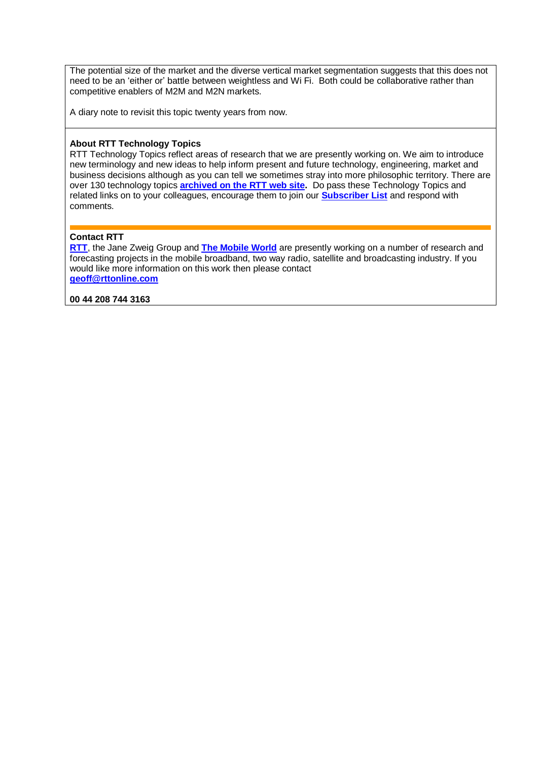The potential size of the market and the diverse vertical market segmentation suggests that this does not need to be an 'either or' battle between weightless and Wi Fi. Both could be collaborative rather than competitive enablers of M2M and M2N markets.

A diary note to revisit this topic twenty years from now.

**About RTT Technology Topics**

RTT Technology Topics reflect areas of research that we are presently working on. We aim to introduce new terminology and new ideas to help inform present and future technology, engineering, market and business decisions although as you can tell we sometimes stray into more philosophic territory. There are over 130 technology topics **archived on the RTT web site.** Do pass these Technology Topics and related links on to your colleagues, encourage them to join our **Subscriber List** and respond with comments.

---

**Contact RTT**

**RTT**, the Jane Zweig Group and **The Mobile World** are presently working on a number of research and forecasting projects in the mobile broadband, two way radio, satellite and broadcasting industry. If you would like more information on this work then please contact
**geoff@rttonline.com**

**00 44 208 744 3163**